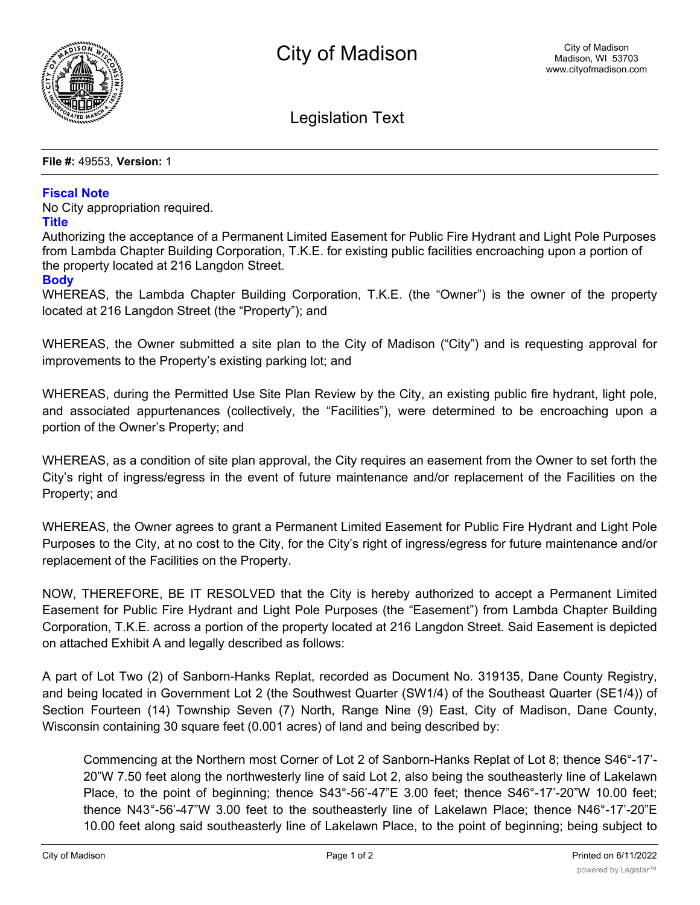# City of Madison

City of Madison
Madison, WI 53703
www.cityofmadison.com

## Legislation Text

**File #:** 49553, **Version:** 1

### Fiscal Note

No City appropriation required.

### Title

Authorizing the acceptance of a Permanent Limited Easement for Public Fire Hydrant and Light Pole Purposes from Lambda Chapter Building Corporation, T.K.E. for existing public facilities encroaching upon a portion of the property located at 216 Langdon Street.

### Body

WHEREAS, the Lambda Chapter Building Corporation, T.K.E. (the "Owner") is the owner of the property located at 216 Langdon Street (the "Property"); and

WHEREAS, the Owner submitted a site plan to the City of Madison ("City") and is requesting approval for improvements to the Property's existing parking lot; and

WHEREAS, during the Permitted Use Site Plan Review by the City, an existing public fire hydrant, light pole, and associated appurtenances (collectively, the "Facilities"), were determined to be encroaching upon a portion of the Owner's Property; and

WHEREAS, as a condition of site plan approval, the City requires an easement from the Owner to set forth the City's right of ingress/egress in the event of future maintenance and/or replacement of the Facilities on the Property; and

WHEREAS, the Owner agrees to grant a Permanent Limited Easement for Public Fire Hydrant and Light Pole Purposes to the City, at no cost to the City, for the City's right of ingress/egress for future maintenance and/or replacement of the Facilities on the Property.

NOW, THEREFORE, BE IT RESOLVED that the City is hereby authorized to accept a Permanent Limited Easement for Public Fire Hydrant and Light Pole Purposes (the "Easement") from Lambda Chapter Building Corporation, T.K.E. across a portion of the property located at 216 Langdon Street. Said Easement is depicted on attached Exhibit A and legally described as follows:

A part of Lot Two (2) of Sanborn-Hanks Replat, recorded as Document No. 319135, Dane County Registry, and being located in Government Lot 2 (the Southwest Quarter (SW1/4) of the Southeast Quarter (SE1/4)) of Section Fourteen (14) Township Seven (7) North, Range Nine (9) East, City of Madison, Dane County, Wisconsin containing 30 square feet (0.001 acres) of land and being described by:

> Commencing at the Northern most Corner of Lot 2 of Sanborn-Hanks Replat of Lot 8; thence S46°-17'-20"W 7.50 feet along the northwesterly line of said Lot 2, also being the southeasterly line of Lakelawn Place, to the point of beginning; thence S43°-56'-47"E 3.00 feet; thence S46°-17'-20"W 10.00 feet; thence N43°-56'-47"W 3.00 feet to the southeasterly line of Lakelawn Place; thence N46°-17'-20"E 10.00 feet along said southeasterly line of Lakelawn Place, to the point of beginning; being subject to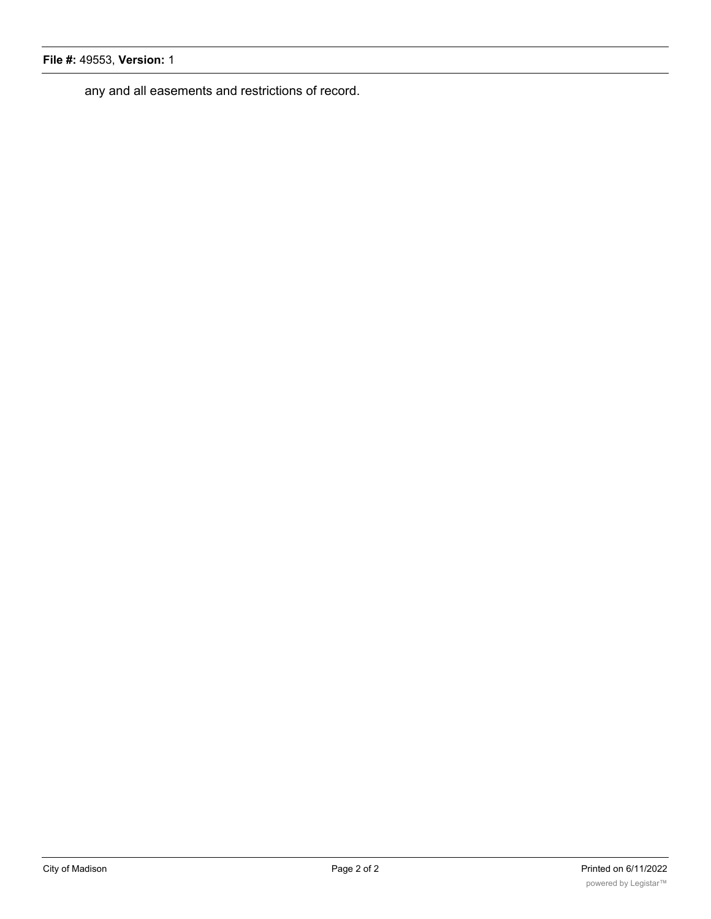any and all easements and restrictions of record.